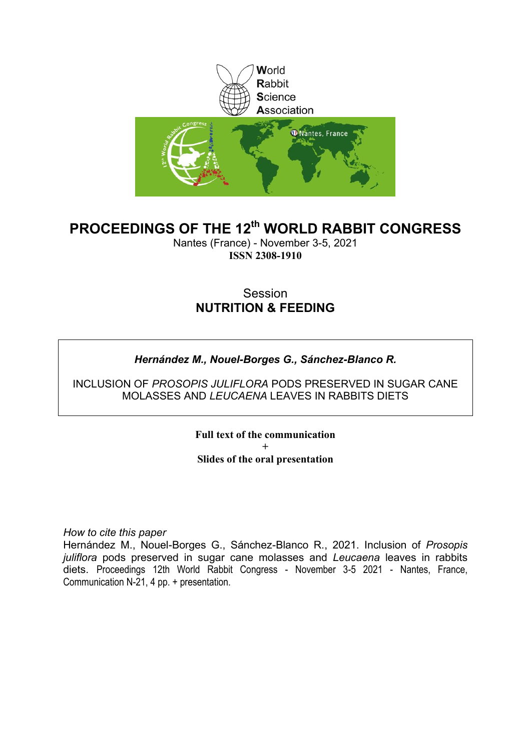World
Rabbit
Science
Association

# PROCEEDINGS OF THE 12th WORLD RABBIT CONGRESS

Nantes (France) - November 3-5, 2021
**ISSN 2308-1910**

Session
**NUTRITION & FEEDING**

***Hernández M., Nouel-Borges G., Sánchez-Blanco R.***

INCLUSION OF *PROSOPIS JULIFLORA* PODS PRESERVED IN SUGAR CANE MOLASSES AND *LEUCAENA* LEAVES IN RABBITS DIETS

**Full text of the communication**
**+**
**Slides of the oral presentation**

*How to cite this paper*
Hernández M., Nouel-Borges G., Sánchez-Blanco R., 2021. Inclusion of *Prosopis juliflora* pods preserved in sugar cane molasses and *Leucaena* leaves in rabbits diets. Proceedings 12th World Rabbit Congress - November 3-5 2021 - Nantes, France, Communication N-21, 4 pp. + presentation.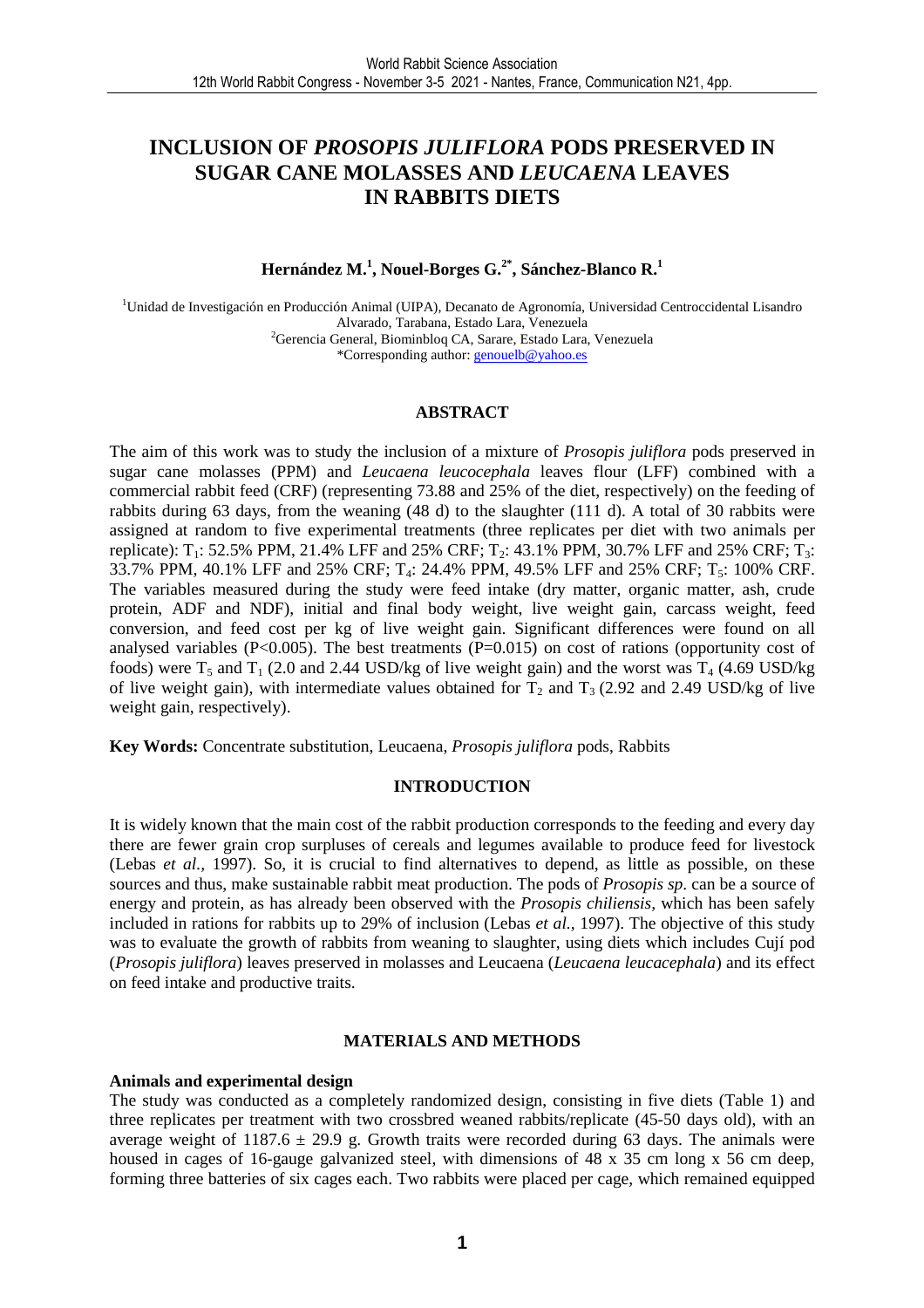# INCLUSION OF *PROSOPIS JULIFLORA* PODS PRESERVED IN SUGAR CANE MOLASSES AND *LEUCAENA* LEAVES IN RABBITS DIETS

**Hernández M.[1], Nouel-Borges G.[2*], Sánchez-Blanco R.[1]**

[1]Unidad de Investigación en Producción Animal (UIPA), Decanato de Agronomía, Universidad Centroccidental Lisandro Alvarado, Tarabana, Estado Lara, Venezuela
[2]Gerencia General, Biominbloq CA, Sarare, Estado Lara, Venezuela
*Corresponding author: genouelb@yahoo.es

## ABSTRACT

The aim of this work was to study the inclusion of a mixture of *Prosopis juliflora* pods preserved in sugar cane molasses (PPM) and *Leucaena leucocephala* leaves flour (LFF) combined with a commercial rabbit feed (CRF) (representing 73.88 and 25% of the diet, respectively) on the feeding of rabbits during 63 days, from the weaning (48 d) to the slaughter (111 d). A total of 30 rabbits were assigned at random to five experimental treatments (three replicates per diet with two animals per replicate): $T_1$: 52.5% PPM, 21.4% LFF and 25% CRF; $T_2$: 43.1% PPM, 30.7% LFF and 25% CRF; $T_3$: 33.7% PPM, 40.1% LFF and 25% CRF; $T_4$: 24.4% PPM, 49.5% LFF and 25% CRF; $T_5$: 100% CRF. The variables measured during the study were feed intake (dry matter, organic matter, ash, crude protein, ADF and NDF), initial and final body weight, live weight gain, carcass weight, feed conversion, and feed cost per kg of live weight gain. Significant differences were found on all analysed variables ($P<0.005$). The best treatments ($P=0.015$) on cost of rations (opportunity cost of foods) were $T_5$ and $T_1$ (2.0 and 2.44 USD/kg of live weight gain) and the worst was $T_4$ (4.69 USD/kg of live weight gain), with intermediate values obtained for $T_2$ and $T_3$ (2.92 and 2.49 USD/kg of live weight gain, respectively).

**Key Words:** Concentrate substitution, Leucaena, *Prosopis juliflora* pods, Rabbits

## INTRODUCTION

It is widely known that the main cost of the rabbit production corresponds to the feeding and every day there are fewer grain crop surpluses of cereals and legumes available to produce feed for livestock (Lebas *et al.*, 1997). So, it is crucial to find alternatives to depend, as little as possible, on these sources and thus, make sustainable rabbit meat production. The pods of *Prosopis sp.* can be a source of energy and protein, as has already been observed with the *Prosopis chiliensis*, which has been safely included in rations for rabbits up to 29% of inclusion (Lebas *et al.*, 1997). The objective of this study was to evaluate the growth of rabbits from weaning to slaughter, using diets which includes Cují pod (*Prosopis juliflora*) leaves preserved in molasses and Leucaena (*Leucaena leucacephala*) and its effect on feed intake and productive traits.

## MATERIALS AND METHODS

### Animals and experimental design

The study was conducted as a completely randomized design, consisting in five diets (Table 1) and three replicates per treatment with two crossbred weaned rabbits/replicate (45-50 days old), with an average weight of 1187.6 ± 29.9 g. Growth traits were recorded during 63 days. The animals were housed in cages of 16-gauge galvanized steel, with dimensions of 48 x 35 cm long x 56 cm deep, forming three batteries of six cages each. Two rabbits were placed per cage, which remained equipped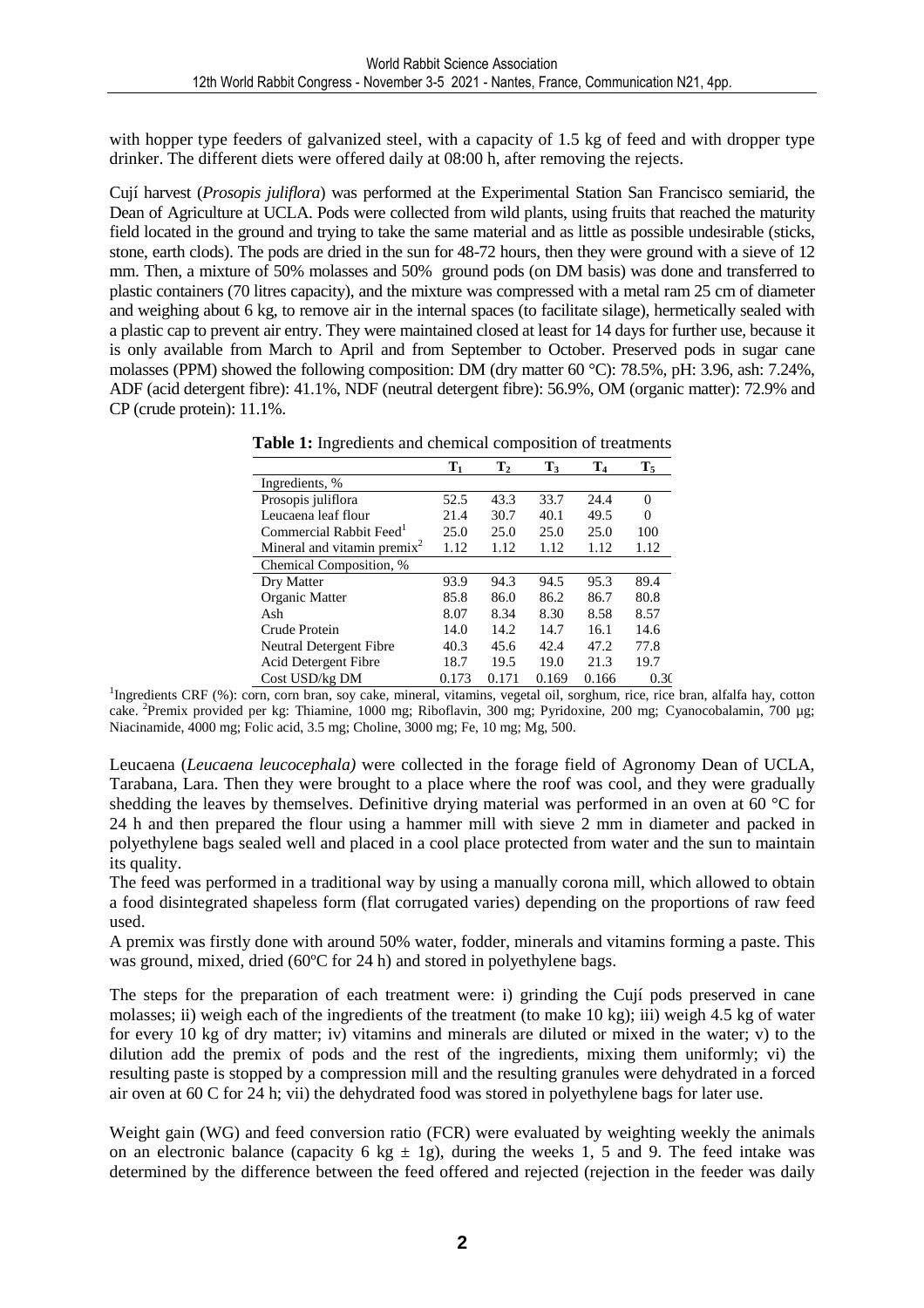with hopper type feeders of galvanized steel, with a capacity of 1.5 kg of feed and with dropper type drinker. The different diets were offered daily at 08:00 h, after removing the rejects.

Cují harvest (*Prosopis juliflora*) was performed at the Experimental Station San Francisco semiarid, the Dean of Agriculture at UCLA. Pods were collected from wild plants, using fruits that reached the maturity field located in the ground and trying to take the same material and as little as possible undesirable (sticks, stone, earth clods). The pods are dried in the sun for 48-72 hours, then they were ground with a sieve of 12 mm. Then, a mixture of 50% molasses and 50% ground pods (on DM basis) was done and transferred to plastic containers (70 litres capacity), and the mixture was compressed with a metal ram 25 cm of diameter and weighing about 6 kg, to remove air in the internal spaces (to facilitate silage), hermetically sealed with a plastic cap to prevent air entry. They were maintained closed at least for 14 days for further use, because it is only available from March to April and from September to October. Preserved pods in sugar cane molasses (PPM) showed the following composition: DM (dry matter 60 °C): 78.5%, pH: 3.96, ash: 7.24%, ADF (acid detergent fibre): 41.1%, NDF (neutral detergent fibre): 56.9%, OM (organic matter): 72.9% and CP (crude protein): 11.1%.

**Table 1:** Ingredients and chemical composition of treatments

| | $T_1$ | $T_2$ | $T_3$ | $T_4$ | $T_5$ |
|---|---|---|---|---|---|
| Ingredients, % | | | | | |
| Prosopis juliflora | 52.5 | 43.3 | 33.7 | 24.4 | 0 |
| Leucaena leaf flour | 21.4 | 30.7 | 40.1 | 49.5 | 0 |
| Commercial Rabbit Feed[1] | 25.0 | 25.0 | 25.0 | 25.0 | 100 |
| Mineral and vitamin premix[2] | 1.12 | 1.12 | 1.12 | 1.12 | 1.12 |
| Chemical Composition, % | | | | | |
| Dry Matter | 93.9 | 94.3 | 94.5 | 95.3 | 89.4 |
| Organic Matter | 85.8 | 86.0 | 86.2 | 86.7 | 80.8 |
| Ash | 8.07 | 8.34 | 8.30 | 8.58 | 8.57 |
| Crude Protein | 14.0 | 14.2 | 14.7 | 16.1 | 14.6 |
| Neutral Detergent Fibre | 40.3 | 45.6 | 42.4 | 47.2 | 77.8 |
| Acid Detergent Fibre | 18.7 | 19.5 | 19.0 | 21.3 | 19.7 |
| Cost USD/kg DM | 0.173 | 0.171 | 0.169 | 0.166 | 0.30 |

[1]Ingredients CRF (%): corn, corn bran, soy cake, mineral, vitamins, vegetal oil, sorghum, rice, rice bran, alfalfa hay, cotton cake. [2]Premix provided per kg: Thiamine, 1000 mg; Riboflavin, 300 mg; Pyridoxine, 200 mg; Cyanocobalamin, 700 µg; Niacinamide, 4000 mg; Folic acid, 3.5 mg; Choline, 3000 mg; Fe, 10 mg; Mg, 500.

Leucaena (*Leucaena leucocephala)* were collected in the forage field of Agronomy Dean of UCLA, Tarabana, Lara. Then they were brought to a place where the roof was cool, and they were gradually shedding the leaves by themselves. Definitive drying material was performed in an oven at 60 °C for 24 h and then prepared the flour using a hammer mill with sieve 2 mm in diameter and packed in polyethylene bags sealed well and placed in a cool place protected from water and the sun to maintain its quality.

The feed was performed in a traditional way by using a manually corona mill, which allowed to obtain a food disintegrated shapeless form (flat corrugated varies) depending on the proportions of raw feed used.

A premix was firstly done with around 50% water, fodder, minerals and vitamins forming a paste. This was ground, mixed, dried (60ºC for 24 h) and stored in polyethylene bags.

The steps for the preparation of each treatment were: i) grinding the Cují pods preserved in cane molasses; ii) weigh each of the ingredients of the treatment (to make 10 kg); iii) weigh 4.5 kg of water for every 10 kg of dry matter; iv) vitamins and minerals are diluted or mixed in the water; v) to the dilution add the premix of pods and the rest of the ingredients, mixing them uniformly; vi) the resulting paste is stopped by a compression mill and the resulting granules were dehydrated in a forced air oven at 60 C for 24 h; vii) the dehydrated food was stored in polyethylene bags for later use.

Weight gain (WG) and feed conversion ratio (FCR) were evaluated by weighting weekly the animals on an electronic balance (capacity 6 kg ± 1g), during the weeks 1, 5 and 9. The feed intake was determined by the difference between the feed offered and rejected (rejection in the feeder was daily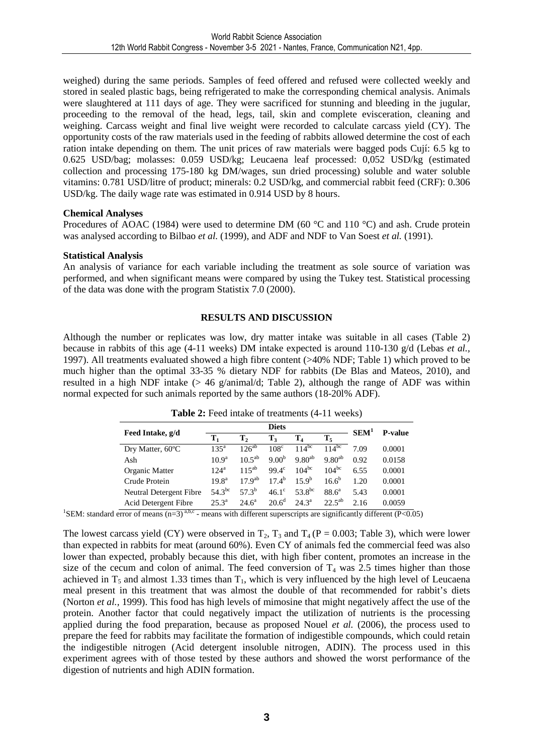weighed) during the same periods. Samples of feed offered and refused were collected weekly and stored in sealed plastic bags, being refrigerated to make the corresponding chemical analysis. Animals were slaughtered at 111 days of age. They were sacrificed for stunning and bleeding in the jugular, proceeding to the removal of the head, legs, tail, skin and complete evisceration, cleaning and weighing. Carcass weight and final live weight were recorded to calculate carcass yield (CY). The opportunity costs of the raw materials used in the feeding of rabbits allowed determine the cost of each ration intake depending on them. The unit prices of raw materials were bagged pods Cují: 6.5 kg to 0.625 USD/bag; molasses: 0.059 USD/kg; Leucaena leaf processed: 0,052 USD/kg (estimated collection and processing 175-180 kg DM/wages, sun dried processing) soluble and water soluble vitamins: 0.781 USD/litre of product; minerals: 0.2 USD/kg, and commercial rabbit feed (CRF): 0.306 USD/kg. The daily wage rate was estimated in 0.914 USD by 8 hours.

**Chemical Analyses**

Procedures of AOAC (1984) were used to determine DM (60 °C and 110 °C) and ash. Crude protein was analysed according to Bilbao *et al.* (1999), and ADF and NDF to Van Soest *et al.* (1991).

**Statistical Analysis**

An analysis of variance for each variable including the treatment as sole source of variation was performed, and when significant means were compared by using the Tukey test. Statistical processing of the data was done with the program Statistix 7.0 (2000).

## RESULTS AND DISCUSSION

Although the number or replicates was low, dry matter intake was suitable in all cases (Table 2) because in rabbits of this age (4-11 weeks) DM intake expected is around 110-130 g/d (Lebas *et al.,* 1997). All treatments evaluated showed a high fibre content (>40% NDF; Table 1) which proved to be much higher than the optimal 33-35 % dietary NDF for rabbits (De Blas and Mateos, 2010), and resulted in a high NDF intake (> 46 g/animal/d; Table 2), although the range of ADF was within normal expected for such animals reported by the same authors (18-20l% ADF).

**Table 2:** Feed intake of treatments (4-11 weeks)

| Feed Intake, g/d | Diets | | | | | SEM[1] | P-value |
|---|---|---|---|---|---|---|---|
| | $T_1$ | $T_2$ | $T_3$ | $T_4$ | $T_5$ | | |
| Dry Matter, 60°C | $135^{a}$ | $126^{ab}$ | $108^{c}$ | $114^{bc}$ | $114^{bc}$ | 7.09 | 0.0001 |
| Ash | $10.9^{a}$ | $10.5^{ab}$ | $9.00^{b}$ | $9.80^{ab}$ | $9.80^{ab}$ | 0.92 | 0.0158 |
| Organic Matter | $124^{a}$ | $115^{ab}$ | $99.4^{c}$ | $104^{bc}$ | $104^{bc}$ | 6.55 | 0.0001 |
| Crude Protein | $19.8^{a}$ | $17.9^{ab}$ | $17.4^{b}$ | $15.9^{b}$ | $16.6^{b}$ | 1.20 | 0.0001 |
| Neutral Detergent Fibre | $54.3^{bc}$ | $57.3^{b}$ | $46.1^{c}$ | $53.8^{bc}$ | $88.6^{a}$ | 5.43 | 0.0001 |
| Acid Detergent Fibre | $25.3^{a}$ | $24.6^{a}$ | $20.6^{d}$ | $24.3^{a}$ | $22.5^{ab}$ | 2.16 | 0.0059 |

[1]SEM: standard error of means (n=3) [a,b,c] - means with different superscripts are significantly different (P<0.05)

The lowest carcass yield (CY) were observed in $T_2$, $T_3$ and $T_4$ (P = 0.003; Table 3), which were lower than expected in rabbits for meat (around 60%). Even CY of animals fed the commercial feed was also lower than expected, probably because this diet, with high fiber content, promotes an increase in the size of the cecum and colon of animal. The feed conversion of $T_4$ was 2.5 times higher than those achieved in $T_5$ and almost 1.33 times than $T_1$, which is very influenced by the high level of Leucaena meal present in this treatment that was almost the double of that recommended for rabbit's diets (Norton *et al.,* 1999). This food has high levels of mimosine that might negatively affect the use of the protein. Another factor that could negatively impact the utilization of nutrients is the processing applied during the food preparation, because as proposed Nouel *et al.* (2006), the process used to prepare the feed for rabbits may facilitate the formation of indigestible compounds, which could retain the indigestible nitrogen (Acid detergent insoluble nitrogen, ADIN). The process used in this experiment agrees with of those tested by these authors and showed the worst performance of the digestion of nutrients and high ADIN formation.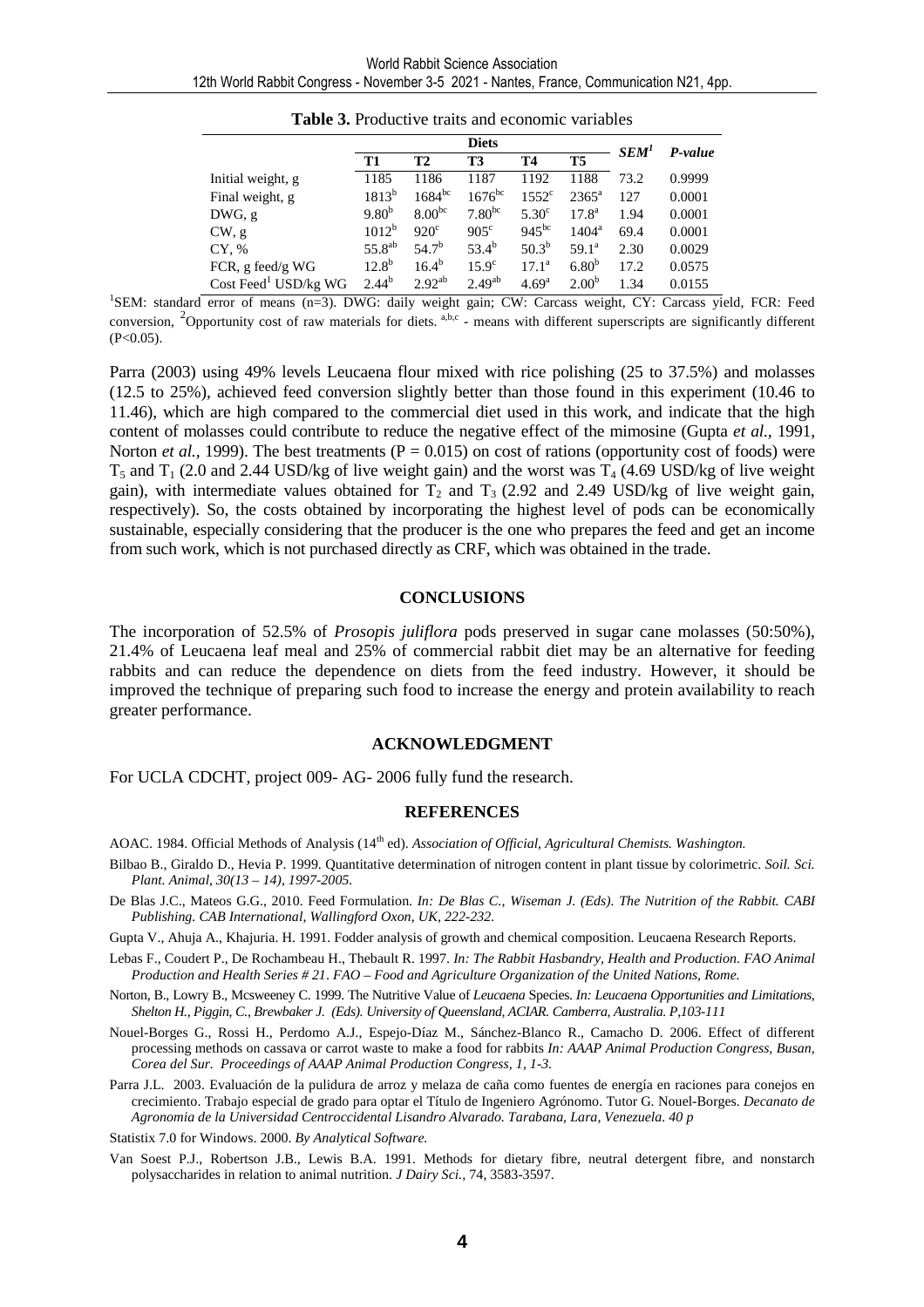**Table 3.** Productive traits and economic variables

| | Diets | | | | | $SEM^1$ | *P-value* |
|---|---|---|---|---|---|---|---|
| | T1 | T2 | T3 | T4 | T5 | | |
| Initial weight, g | 1185 | 1186 | 1187 | 1192 | 1188 | 73.2 | 0.9999 |
| Final weight, g | $1813^{b}$ | $1684^{bc}$ | $1676^{bc}$ | $1552^{c}$ | $2365^{a}$ | 127 | 0.0001 |
| DWG, g | $9.80^{b}$ | $8.00^{bc}$ | $7.80^{bc}$ | $5.30^{c}$ | $17.8^{a}$ | 1.94 | 0.0001 |
| CW, g | $1012^{b}$ | $920^{c}$ | $905^{c}$ | $945^{bc}$ | $1404^{a}$ | 69.4 | 0.0001 |
| CY, % | $55.8^{ab}$ | $54.7^{b}$ | $53.4^{b}$ | $50.3^{b}$ | $59.1^{a}$ | 2.30 | 0.0029 |
| FCR, g feed/g WG | $12.8^{b}$ | $16.4^{b}$ | $15.9^{c}$ | $17.1^{a}$ | $6.80^{b}$ | 17.2 | 0.0575 |
| Cost Feed[1] USD/kg WG | $2.44^{b}$ | $2.92^{ab}$ | $2.49^{ab}$ | $4.69^{a}$ | $2.00^{b}$ | 1.34 | 0.0155 |

[1]SEM: standard error of means (n=3). DWG: daily weight gain; CW: Carcass weight, CY: Carcass yield, FCR: Feed conversion, [2]Opportunity cost of raw materials for diets. [a,b,c] - means with different superscripts are significantly different ($P<0.05$).

Parra (2003) using 49% levels Leucaena flour mixed with rice polishing (25 to 37.5%) and molasses (12.5 to 25%), achieved feed conversion slightly better than those found in this experiment (10.46 to 11.46), which are high compared to the commercial diet used in this work, and indicate that the high content of molasses could contribute to reduce the negative effect of the mimosine (Gupta *et al.*, 1991, Norton *et al.*, 1999). The best treatments ($P = 0.015$) on cost of rations (opportunity cost of foods) were $T_5$ and $T_1$ (2.0 and 2.44 USD/kg of live weight gain) and the worst was $T_4$ (4.69 USD/kg of live weight gain), with intermediate values obtained for $T_2$ and $T_3$ (2.92 and 2.49 USD/kg of live weight gain, respectively). So, the costs obtained by incorporating the highest level of pods can be economically sustainable, especially considering that the producer is the one who prepares the feed and get an income from such work, which is not purchased directly as CRF, which was obtained in the trade.

## CONCLUSIONS

The incorporation of 52.5% of *Prosopis juliflora* pods preserved in sugar cane molasses (50:50%), 21.4% of Leucaena leaf meal and 25% of commercial rabbit diet may be an alternative for feeding rabbits and can reduce the dependence on diets from the feed industry. However, it should be improved the technique of preparing such food to increase the energy and protein availability to reach greater performance.

## ACKNOWLEDGMENT

For UCLA CDCHT, project 009- AG- 2006 fully fund the research.

## REFERENCES

AOAC. 1984. Official Methods of Analysis (14th ed). *Association of Official, Agricultural Chemists. Washington.*

Bilbao B., Giraldo D., Hevia P. 1999. Quantitative determination of nitrogen content in plant tissue by colorimetric. *Soil. Sci. Plant. Animal, 30(13 – 14), 1997-2005.*

De Blas J.C., Mateos G.G., 2010. Feed Formulation. *In: De Blas C., Wiseman J. (Eds). The Nutrition of the Rabbit. CABI Publishing. CAB International, Wallingford Oxon, UK, 222-232.*

Gupta V., Ahuja A., Khajuria. H. 1991. Fodder analysis of growth and chemical composition. Leucaena Research Reports.

Lebas F., Coudert P., De Rochambeau H., Thebault R. 1997. *In: The Rabbit Hasbandry, Health and Production. FAO Animal Production and Health Series # 21. FAO – Food and Agriculture Organization of the United Nations, Rome.*

Norton, B., Lowry B., Mcsweeney C. 1999. The Nutritive Value of *Leucaena* Species. *In: Leucaena Opportunities and Limitations, Shelton H., Piggin, C., Brewbaker J. (Eds). University of Queensland, ACIAR. Camberra, Australia. P,103-111*

Nouel-Borges G., Rossi H., Perdomo A.J., Espejo-Díaz M., Sánchez-Blanco R., Camacho D. 2006. Effect of different processing methods on cassava or carrot waste to make a food for rabbits *In: AAAP Animal Production Congress, Busan, Corea del Sur. Proceedings of AAAP Animal Production Congress, 1, 1-3.*

Parra J.L. 2003. Evaluación de la pulidura de arroz y melaza de caña como fuentes de energía en raciones para conejos en crecimiento. Trabajo especial de grado para optar el Título de Ingeniero Agrónomo. Tutor G. Nouel-Borges. *Decanato de Agronomia de la Universidad Centroccidental Lisandro Alvarado. Tarabana, Lara, Venezuela. 40 p*

Statistix 7.0 for Windows. 2000. *By Analytical Software.*

Van Soest P.J., Robertson J.B., Lewis B.A. 1991. Methods for dietary fibre, neutral detergent fibre, and nonstarch polysaccharides in relation to animal nutrition. *J Dairy Sci.,* 74, 3583-3597.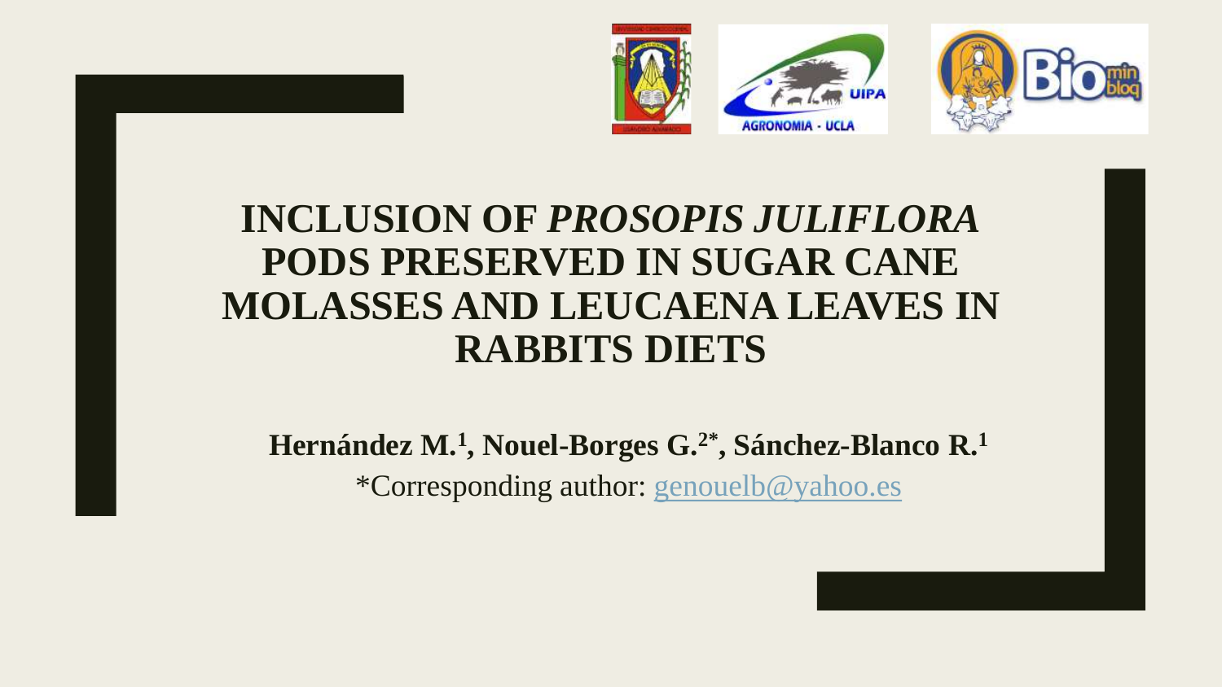# INCLUSION OF *PROSOPIS JULIFLORA* PODS PRESERVED IN SUGAR CANE MOLASSES AND LEUCAENA LEAVES IN RABBITS DIETS

**Hernández M.[1], Nouel-Borges G.[2*], Sánchez-Blanco R.[1]**

*Corresponding author: genouelb@yahoo.es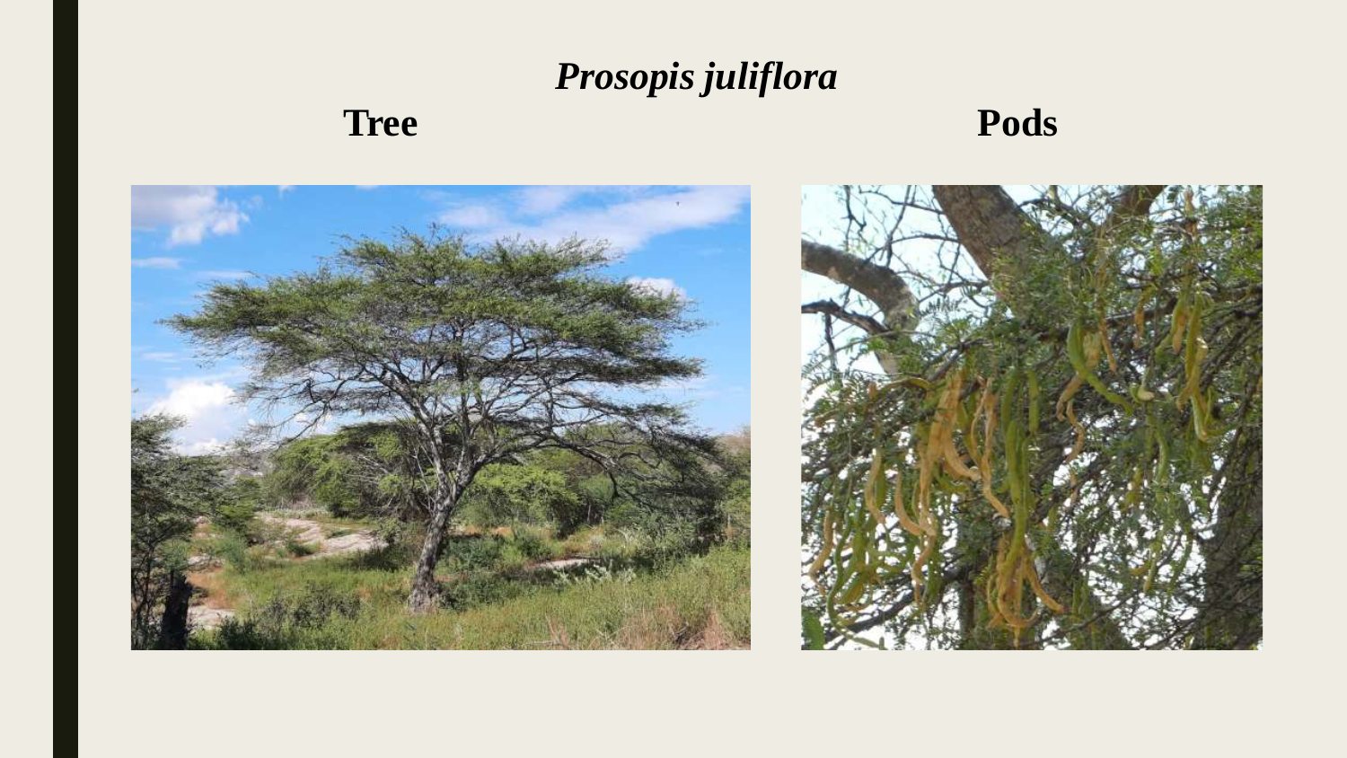# *Prosopis juliflora*

**Tree**

**Pods**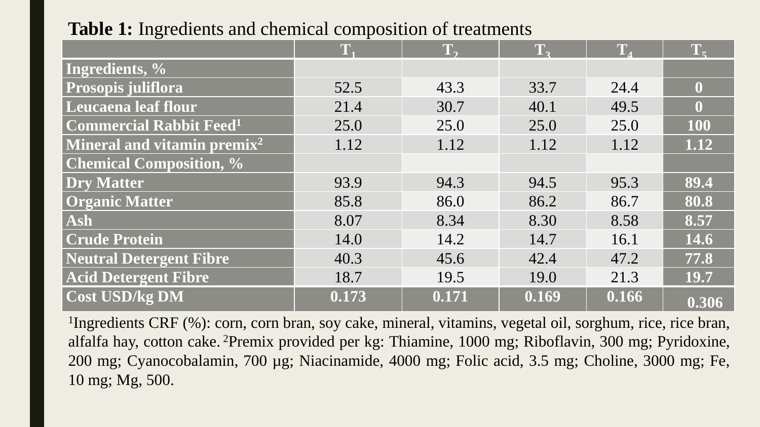**Table 1:** Ingredients and chemical composition of treatments

| | $T_1$ | $T_2$ | $T_3$ | $T_4$ | $T_5$ |
|---|---|---|---|---|---|
| **Ingredients, %** | | | | | |
| **Prosopis juliflora** | 52.5 | 43.3 | 33.7 | 24.4 | **0** |
| **Leucaena leaf flour** | 21.4 | 30.7 | 40.1 | 49.5 | **0** |
| **Commercial Rabbit Feed[1]** | 25.0 | 25.0 | 25.0 | 25.0 | **100** |
| **Mineral and vitamin premix[2]** | 1.12 | 1.12 | 1.12 | 1.12 | **1.12** |
| **Chemical Composition, %** | | | | | |
| **Dry Matter** | 93.9 | 94.3 | 94.5 | 95.3 | **89.4** |
| **Organic Matter** | 85.8 | 86.0 | 86.2 | 86.7 | **80.8** |
| **Ash** | 8.07 | 8.34 | 8.30 | 8.58 | **8.57** |
| **Crude Protein** | 14.0 | 14.2 | 14.7 | 16.1 | **14.6** |
| **Neutral Detergent Fibre** | 40.3 | 45.6 | 42.4 | 47.2 | **77.8** |
| **Acid Detergent Fibre** | 18.7 | 19.5 | 19.0 | 21.3 | **19.7** |
| **Cost USD/kg DM** | **0.173** | **0.171** | **0.169** | **0.166** | **0.306** |

[1]Ingredients CRF (%): corn, corn bran, soy cake, mineral, vitamins, vegetal oil, sorghum, rice, rice bran, alfalfa hay, cotton cake. [2]Premix provided per kg: Thiamine, 1000 mg; Riboflavin, 300 mg; Pyridoxine, 200 mg; Cyanocobalamin, 700 µg; Niacinamide, 4000 mg; Folic acid, 3.5 mg; Choline, 3000 mg; Fe, 10 mg; Mg, 500.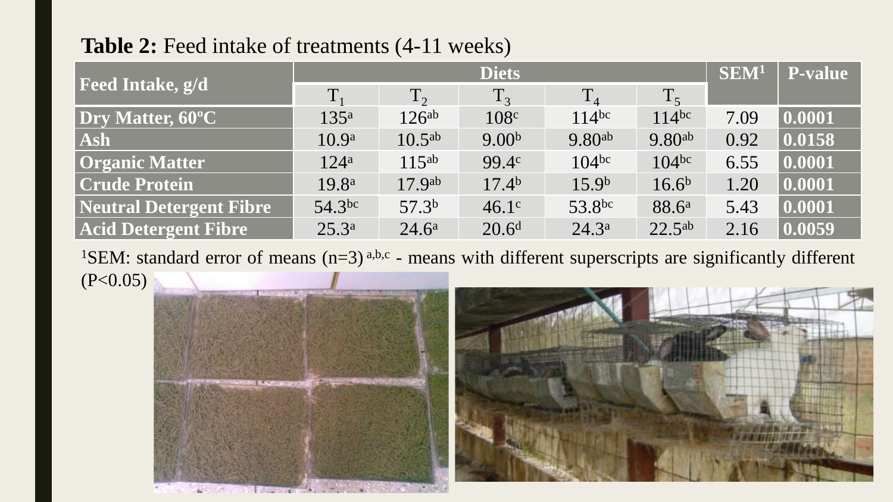**Table 2:** Feed intake of treatments (4-11 weeks)

| Feed Intake, g/d | Diets | | | | | SEM[1] | P-value |
|---|---|---|---|---|---|---|---|
| | $T_1$ | $T_2$ | $T_3$ | $T_4$ | $T_5$ | | |
| **Dry Matter, 60°C** | $135^{a}$ | $126^{ab}$ | $108^{c}$ | $114^{bc}$ | $114^{bc}$ | 7.09 | **0.0001** |
| **Ash** | $10.9^{a}$ | $10.5^{ab}$ | $9.00^{b}$ | $9.80^{ab}$ | $9.80^{ab}$ | 0.92 | **0.0158** |
| **Organic Matter** | $124^{a}$ | $115^{ab}$ | $99.4^{c}$ | $104^{bc}$ | $104^{bc}$ | 6.55 | **0.0001** |
| **Crude Protein** | $19.8^{a}$ | $17.9^{ab}$ | $17.4^{b}$ | $15.9^{b}$ | $16.6^{b}$ | 1.20 | **0.0001** |
| **Neutral Detergent Fibre** | $54.3^{bc}$ | $57.3^{b}$ | $46.1^{c}$ | $53.8^{bc}$ | $88.6^{a}$ | 5.43 | **0.0001** |
| **Acid Detergent Fibre** | $25.3^{a}$ | $24.6^{a}$ | $20.6^{d}$ | $24.3^{a}$ | $22.5^{ab}$ | 2.16 | **0.0059** |

[1]SEM: standard error of means (n=3) $^{a,b,c}$ - means with different superscripts are significantly different (P<0.05)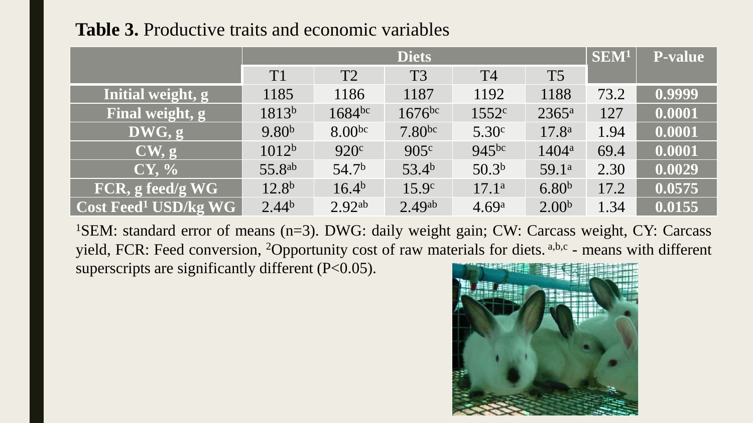**Table 3.** Productive traits and economic variables

| | Diets | | | | | SEM[1] | P-value |
|---|---|---|---|---|---|---|---|
| | T1 | T2 | T3 | T4 | T5 | | |
| **Initial weight, g** | 1185 | 1186 | 1187 | 1192 | 1188 | 73.2 | 0.9999 |
| **Final weight, g** | 1813[b] | 1684[bc] | 1676[bc] | 1552[c] | 2365[a] | 127 | 0.0001 |
| **DWG, g** | 9.80[b] | 8.00[bc] | 7.80[bc] | 5.30[c] | 17.8[a] | 1.94 | 0.0001 |
| **CW, g** | 1012[b] | 920[c] | 905[c] | 945[bc] | 1404[a] | 69.4 | 0.0001 |
| **CY, %** | 55.8[ab] | 54.7[b] | 53.4[b] | 50.3[b] | 59.1[a] | 2.30 | 0.0029 |
| **FCR, g feed/g WG** | 12.8[b] | 16.4[b] | 15.9[c] | 17.1[a] | 6.80[b] | 17.2 | 0.0575 |
| **Cost Feed[1] USD/kg WG** | 2.44[b] | 2.92[ab] | 2.49[ab] | 4.69[a] | 2.00[b] | 1.34 | 0.0155 |

[1]SEM: standard error of means (n=3). DWG: daily weight gain; CW: Carcass weight, CY: Carcass yield, FCR: Feed conversion, [2]Opportunity cost of raw materials for diets. [a,b,c] - means with different superscripts are significantly different ($P<0.05$).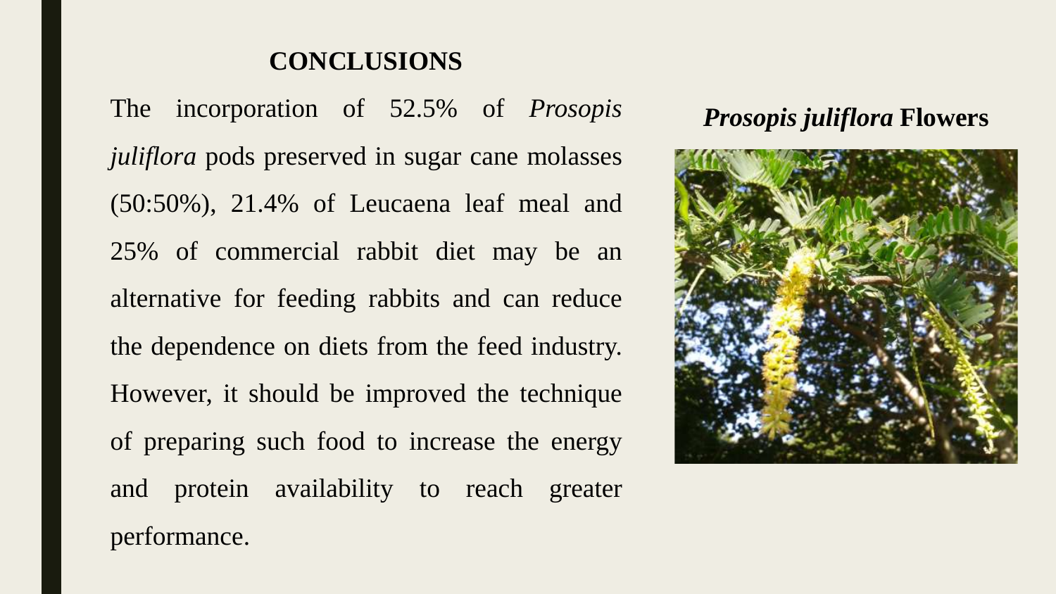## CONCLUSIONS

The incorporation of 52.5% of *Prosopis juliflora* pods preserved in sugar cane molasses (50:50%), 21.4% of Leucaena leaf meal and 25% of commercial rabbit diet may be an alternative for feeding rabbits and can reduce the dependence on diets from the feed industry. However, it should be improved the technique of preparing such food to increase the energy and protein availability to reach greater performance.

***Prosopis juliflora* Flowers**